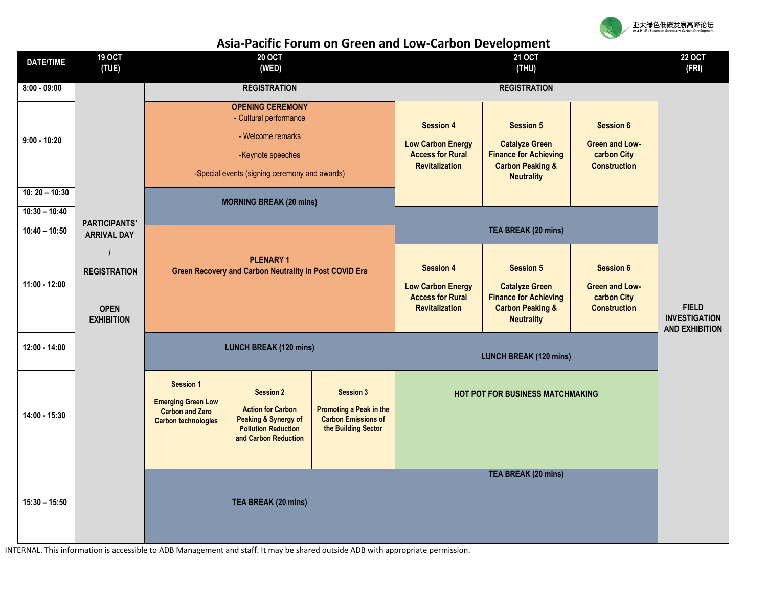# Asia-Pacific Forum on Green and Low-Carbon Development

亚太绿色低碳发展高峰论坛

| DATE/TIME | 19 OCT (TUE) | 20 OCT (WED) | | | 21 OCT (THU) | | | 22 OCT (FRI) |
|---|---|---|---|---|---|---|---|---|
| 8:00 - 09:00 | PARTICIPANTS' ARRIVAL DAY / REGISTRATION OPEN EXHIBITION | REGISTRATION | | | REGISTRATION | | | FIELD INVESTIGATION AND EXHIBITION |
| 9:00 - 10:20 | | OPENING CEREMONY - Cultural performance - Welcome remarks -Keynote speeches -Special events (signing ceremony and awards) | | | Session 4 Low Carbon Energy Access for Rural Revitalization | Session 5 Catalyze Green Finance for Achieving Carbon Peaking & Neutrality | Session 6 Green and Low-carbon City Construction | |
| 10: 20 – 10:30 | | MORNING BREAK (20 mins) | | | | | | |
| 10:30 – 10:40 | | | | | TEA BREAK (20 mins) | | | |
| 10:40 – 10:50 | | PLENARY 1 Green Recovery and Carbon Neutrality in Post COVID Era | | | | | | |
| 11:00 - 12:00 | | | | | Session 4 Low Carbon Energy Access for Rural Revitalization | Session 5 Catalyze Green Finance for Achieving Carbon Peaking & Neutrality | Session 6 Green and Low-carbon City Construction | |
| 12:00 - 14:00 | | LUNCH BREAK (120 mins) | | | LUNCH BREAK (120 mins) | | | |
| 14:00 - 15:30 | | Session 1 Emerging Green Low Carbon and Zero Carbon technologies | Session 2 Action for Carbon Peaking & Synergy of Pollution Reduction and Carbon Reduction | Session 3 Promoting a Peak in the Carbon Emissions of the Building Sector | HOT POT FOR BUSINESS MATCHMAKING | | | |
| 15:30 – 15:50 | | TEA BREAK (20 mins) | | | TEA BREAK (20 mins) | | | |

INTERNAL. This information is accessible to ADB Management and staff. It may be shared outside ADB with appropriate permission.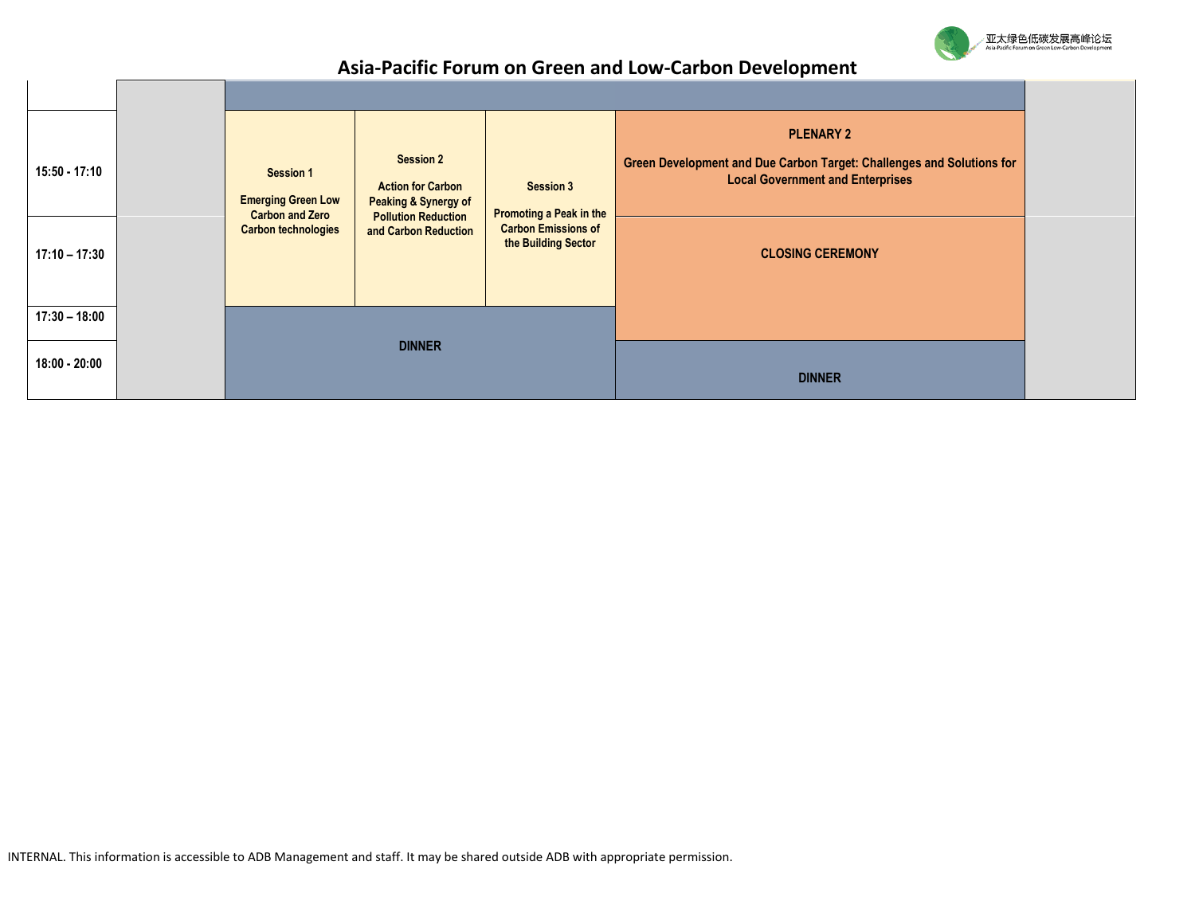# Asia-Pacific Forum on Green and Low-Carbon Development

| | | | | | | |
|---|---|---|---|---|---|---|
| | | | | | | |
| 15:50 - 17:10 | | **Session 1**<br><br>**Emerging Green Low Carbon and Zero Carbon technologies** | **Session 2**<br><br>**Action for Carbon Peaking & Synergy of Pollution Reduction and Carbon Reduction** | **Session 3**<br><br>**Promoting a Peak in the Carbon Emissions of the Building Sector** | **PLENARY 2**<br><br>**Green Development and Due Carbon Target: Challenges and Solutions for Local Government and Enterprises** | |
| 17:10 – 17:30 | | | | | **CLOSING CEREMONY** | |
| 17:30 – 18:00 | | **DINNER** | | | | |
| 18:00 - 20:00 | | | | | **DINNER** | |

INTERNAL. This information is accessible to ADB Management and staff. It may be shared outside ADB with appropriate permission.